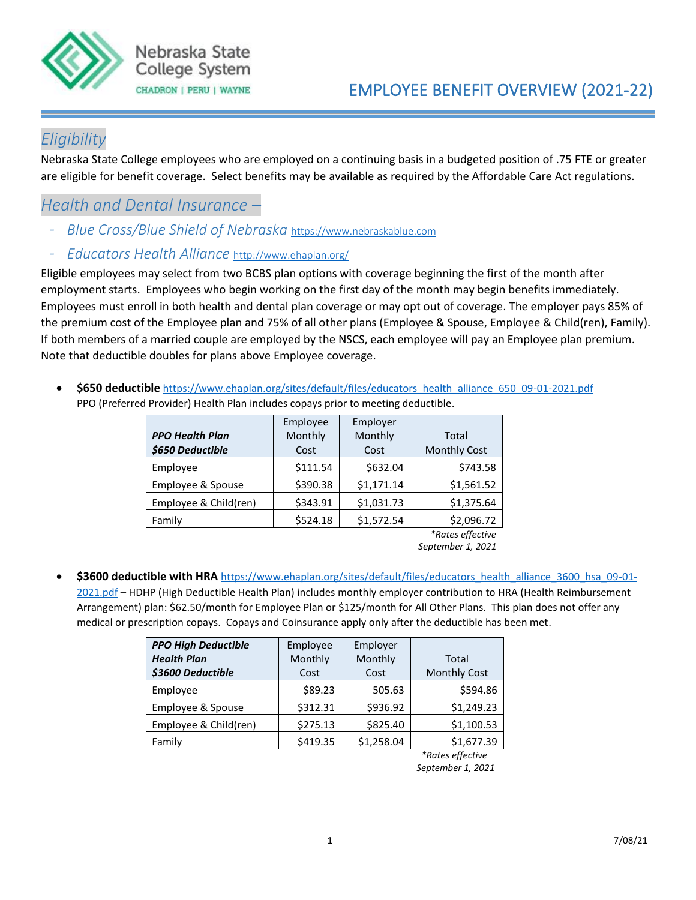Nebraska State College System

CHADRON | PERU | WAYNE

# EMPLOYEE BENEFIT OVERVIEW (2021-22)

## *Eligibility*

Nebraska State College employees who are employed on a continuing basis in a budgeted position of .75 FTE or greater are eligible for benefit coverage. Select benefits may be available as required by the Affordable Care Act regulations.

## *Health and Dental Insurance –*

- *Blue Cross/Blue Shield of Nebraska* https://www.nebraskablue.com
- *Educators Health Alliance* http://www.ehaplan.org/

Eligible employees may select from two BCBS plan options with coverage beginning the first of the month after employment starts. Employees who begin working on the first day of the month may begin benefits immediately. Employees must enroll in both health and dental plan coverage or may opt out of coverage. The employer pays 85% of the premium cost of the Employee plan and 75% of all other plans (Employee & Spouse, Employee & Child(ren), Family). If both members of a married couple are employed by the NSCS, each employee will pay an Employee plan premium. Note that deductible doubles for plans above Employee coverage.

- **$650 deductible** https://www.ehaplan.org/sites/default/files/educators_health_alliance_650_09-01-2021.pdf
  PPO (Preferred Provider) Health Plan includes copays prior to meeting deductible.

| ***PPO Health Plan $650 Deductible*** | Employee Monthly Cost | Employer Monthly Cost | Total Monthly Cost |
|---|---|---|---|
| Employee | $111.54 | $632.04 | $743.58 |
| Employee & Spouse | $390.38 | $1,171.14 | $1,561.52 |
| Employee & Child(ren) | $343.91 | $1,031.73 | $1,375.64 |
| Family | $524.18 | $1,572.54 | $2,096.72 |

*\*Rates effective September 1, 2021*

- **$3600 deductible with HRA** https://www.ehaplan.org/sites/default/files/educators_health_alliance_3600_hsa_09-01-2021.pdf – HDHP (High Deductible Health Plan) includes monthly employer contribution to HRA (Health Reimbursement Arrangement) plan: $62.50/month for Employee Plan or $125/month for All Other Plans. This plan does not offer any medical or prescription copays. Copays and Coinsurance apply only after the deductible has been met.

| ***PPO High Deductible Health Plan $3600 Deductible*** | Employee Monthly Cost | Employer Monthly Cost | Total Monthly Cost |
|---|---|---|---|
| Employee | $89.23 | 505.63 | $594.86 |
| Employee & Spouse | $312.31 | $936.92 | $1,249.23 |
| Employee & Child(ren) | $275.13 | $825.40 | $1,100.53 |
| Family | $419.35 | $1,258.04 | $1,677.39 |

*\*Rates effective September 1, 2021*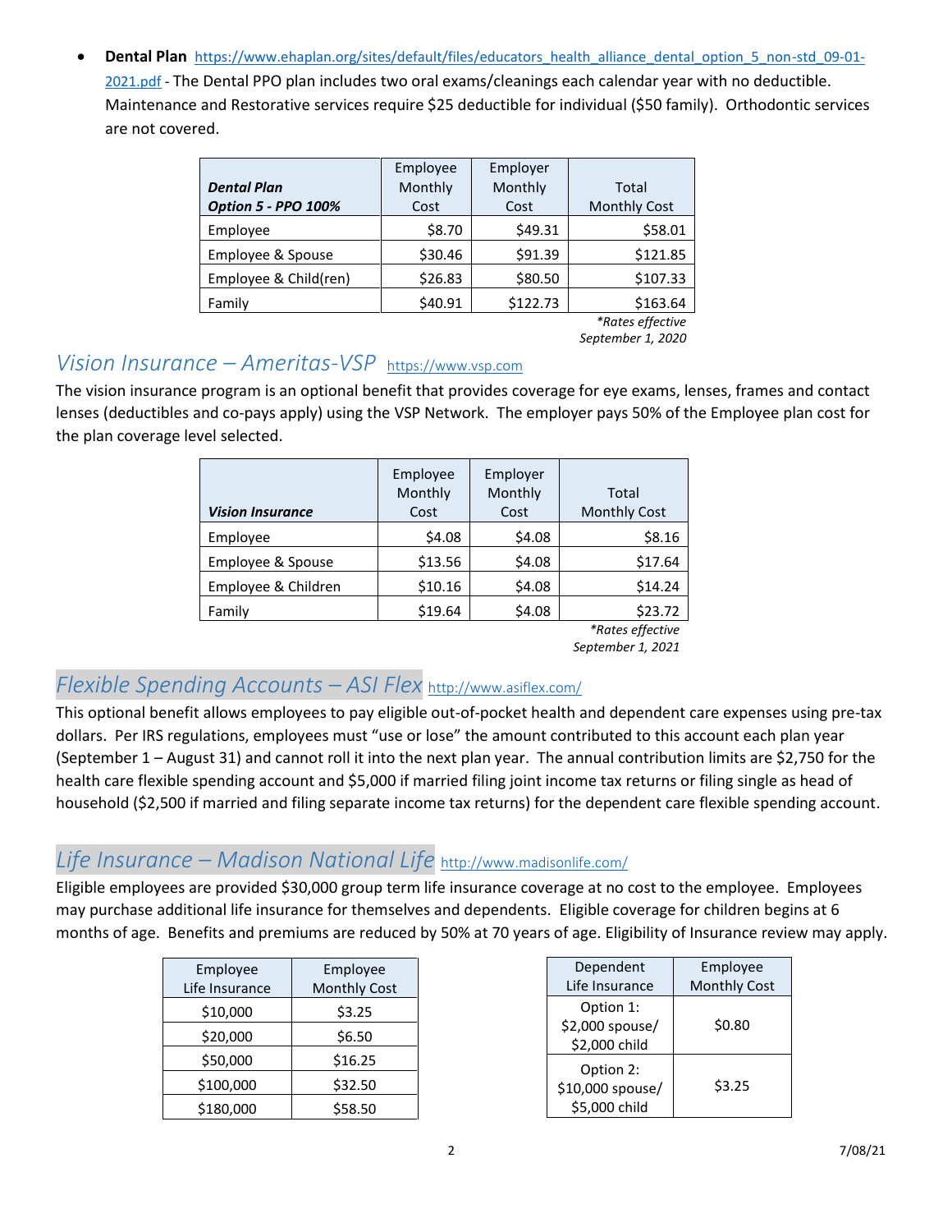- **Dental Plan** https://www.ehaplan.org/sites/default/files/educators_health_alliance_dental_option_5_non-std_09-01-2021.pdf - The Dental PPO plan includes two oral exams/cleanings each calendar year with no deductible. Maintenance and Restorative services require $25 deductible for individual ($50 family). Orthodontic services are not covered.

| ***Dental Plan Option 5 - PPO 100%*** | Employee Monthly Cost | Employer Monthly Cost | Total Monthly Cost |
|---|---|---|---|
| Employee | $8.70 | $49.31 | $58.01 |
| Employee & Spouse | $30.46 | $91.39 | $121.85 |
| Employee & Child(ren) | $26.83 | $80.50 | $107.33 |
| Family | $40.91 | $122.73 | $163.64 |

*\*Rates effective September 1, 2020*

## Vision Insurance – Ameritas-VSP https://www.vsp.com

The vision insurance program is an optional benefit that provides coverage for eye exams, lenses, frames and contact lenses (deductibles and co-pays apply) using the VSP Network. The employer pays 50% of the Employee plan cost for the plan coverage level selected.

| ***Vision Insurance*** | Employee Monthly Cost | Employer Monthly Cost | Total Monthly Cost |
|---|---|---|---|
| Employee | $4.08 | $4.08 | $8.16 |
| Employee & Spouse | $13.56 | $4.08 | $17.64 |
| Employee & Children | $10.16 | $4.08 | $14.24 |
| Family | $19.64 | $4.08 | $23.72 |

*\*Rates effective September 1, 2021*

## Flexible Spending Accounts – ASI Flex http://www.asiflex.com/

This optional benefit allows employees to pay eligible out-of-pocket health and dependent care expenses using pre-tax dollars. Per IRS regulations, employees must "use or lose" the amount contributed to this account each plan year (September 1 – August 31) and cannot roll it into the next plan year. The annual contribution limits are $2,750 for the health care flexible spending account and $5,000 if married filing joint income tax returns or filing single as head of household ($2,500 if married and filing separate income tax returns) for the dependent care flexible spending account.

## Life Insurance – Madison National Life http://www.madisonlife.com/

Eligible employees are provided $30,000 group term life insurance coverage at no cost to the employee. Employees may purchase additional life insurance for themselves and dependents. Eligible coverage for children begins at 6 months of age. Benefits and premiums are reduced by 50% at 70 years of age. Eligibility of Insurance review may apply.

| Employee Life Insurance | Employee Monthly Cost |
|---|---|
| $10,000 | $3.25 |
| $20,000 | $6.50 |
| $50,000 | $16.25 |
| $100,000 | $32.50 |
| $180,000 | $58.50 |

| Dependent Life Insurance | Employee Monthly Cost |
|---|---|
| Option 1: $2,000 spouse/ $2,000 child | $0.80 |
| Option 2: $10,000 spouse/ $5,000 child | $3.25 |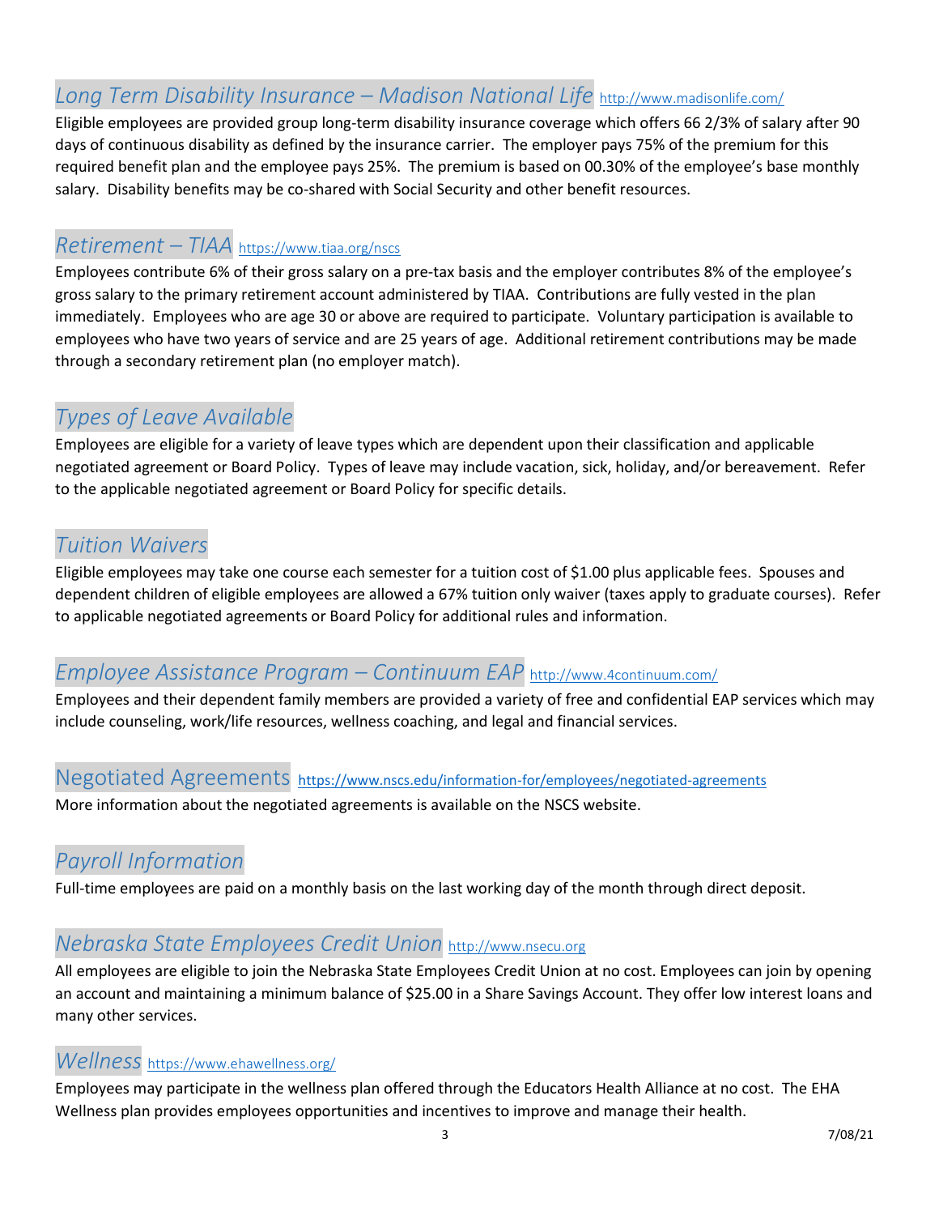## *Long Term Disability Insurance – Madison National Life* [http://www.madisonlife.com/](http://www.madisonlife.com/)

Eligible employees are provided group long-term disability insurance coverage which offers 66 2/3% of salary after 90 days of continuous disability as defined by the insurance carrier. The employer pays 75% of the premium for this required benefit plan and the employee pays 25%. The premium is based on 00.30% of the employee's base monthly salary. Disability benefits may be co-shared with Social Security and other benefit resources.

## *Retirement – TIAA* [https://www.tiaa.org/nscs](https://www.tiaa.org/nscs)

Employees contribute 6% of their gross salary on a pre-tax basis and the employer contributes 8% of the employee's gross salary to the primary retirement account administered by TIAA. Contributions are fully vested in the plan immediately. Employees who are age 30 or above are required to participate. Voluntary participation is available to employees who have two years of service and are 25 years of age. Additional retirement contributions may be made through a secondary retirement plan (no employer match).

## *Types of Leave Available*

Employees are eligible for a variety of leave types which are dependent upon their classification and applicable negotiated agreement or Board Policy. Types of leave may include vacation, sick, holiday, and/or bereavement. Refer to the applicable negotiated agreement or Board Policy for specific details.

## *Tuition Waivers*

Eligible employees may take one course each semester for a tuition cost of $1.00 plus applicable fees. Spouses and dependent children of eligible employees are allowed a 67% tuition only waiver (taxes apply to graduate courses). Refer to applicable negotiated agreements or Board Policy for additional rules and information.

## *Employee Assistance Program – Continuum EAP* [http://www.4continuum.com/](http://www.4continuum.com/)

Employees and their dependent family members are provided a variety of free and confidential EAP services which may include counseling, work/life resources, wellness coaching, and legal and financial services.

## Negotiated Agreements [https://www.nscs.edu/information-for/employees/negotiated-agreements](https://www.nscs.edu/information-for/employees/negotiated-agreements)

More information about the negotiated agreements is available on the NSCS website.

## *Payroll Information*

Full-time employees are paid on a monthly basis on the last working day of the month through direct deposit.

## *Nebraska State Employees Credit Union* [http://www.nsecu.org](http://www.nsecu.org)

All employees are eligible to join the Nebraska State Employees Credit Union at no cost. Employees can join by opening an account and maintaining a minimum balance of $25.00 in a Share Savings Account. They offer low interest loans and many other services.

## *Wellness* [https://www.ehawellness.org/](https://www.ehawellness.org/)

Employees may participate in the wellness plan offered through the Educators Health Alliance at no cost. The EHA Wellness plan provides employees opportunities and incentives to improve and manage their health.